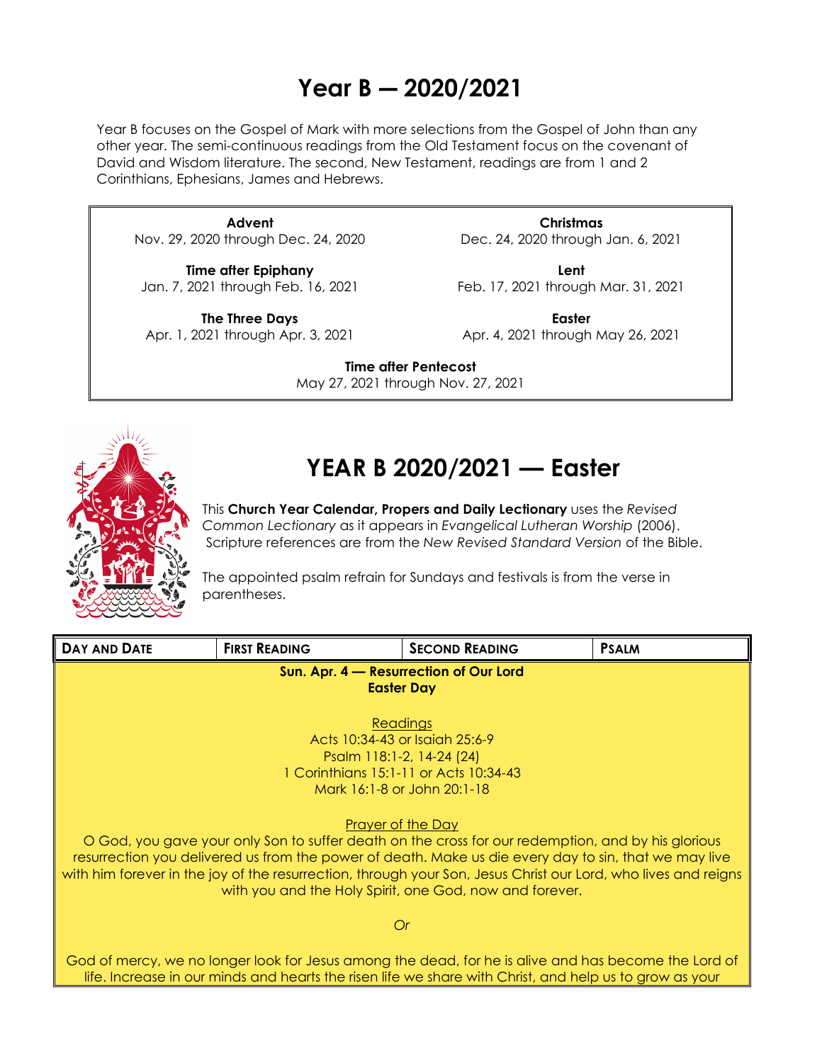# Year B — 2020/2021

Year B focuses on the Gospel of Mark with more selections from the Gospel of John than any other year. The semi-continuous readings from the Old Testament focus on the covenant of David and Wisdom literature. The second, New Testament, readings are from 1 and 2 Corinthians, Ephesians, James and Hebrews.

**Advent**
Nov. 29, 2020 through Dec. 24, 2020

**Christmas**
Dec. 24, 2020 through Jan. 6, 2021

**Time after Epiphany**
Jan. 7, 2021 through Feb. 16, 2021

**Lent**
Feb. 17, 2021 through Mar. 31, 2021

**The Three Days**
Apr. 1, 2021 through Apr. 3, 2021

**Easter**
Apr. 4, 2021 through May 26, 2021

**Time after Pentecost**
May 27, 2021 through Nov. 27, 2021

# YEAR B 2020/2021 — Easter

This **Church Year Calendar, Propers and Daily Lectionary** uses the *Revised Common Lectionary* as it appears in *Evangelical Lutheran Worship* (2006). Scripture references are from the *New Revised Standard Version* of the Bible.

The appointed psalm refrain for Sundays and festivals is from the verse in parentheses.

| Day and Date | First Reading | Second Reading | Psalm |
|---|---|---|---|

**Sun. Apr. 4 — Resurrection of Our Lord**
**Easter Day**

Readings
Acts 10:34-43 or Isaiah 25:6-9
Psalm 118:1-2, 14-24 (24)
1 Corinthians 15:1-11 or Acts 10:34-43
Mark 16:1-8 or John 20:1-18

Prayer of the Day
O God, you gave your only Son to suffer death on the cross for our redemption, and by his glorious resurrection you delivered us from the power of death. Make us die every day to sin, that we may live with him forever in the joy of the resurrection, through your Son, Jesus Christ our Lord, who lives and reigns with you and the Holy Spirit, one God, now and forever.

*Or*

God of mercy, we no longer look for Jesus among the dead, for he is alive and has become the Lord of life. Increase in our minds and hearts the risen life we share with Christ, and help us to grow as your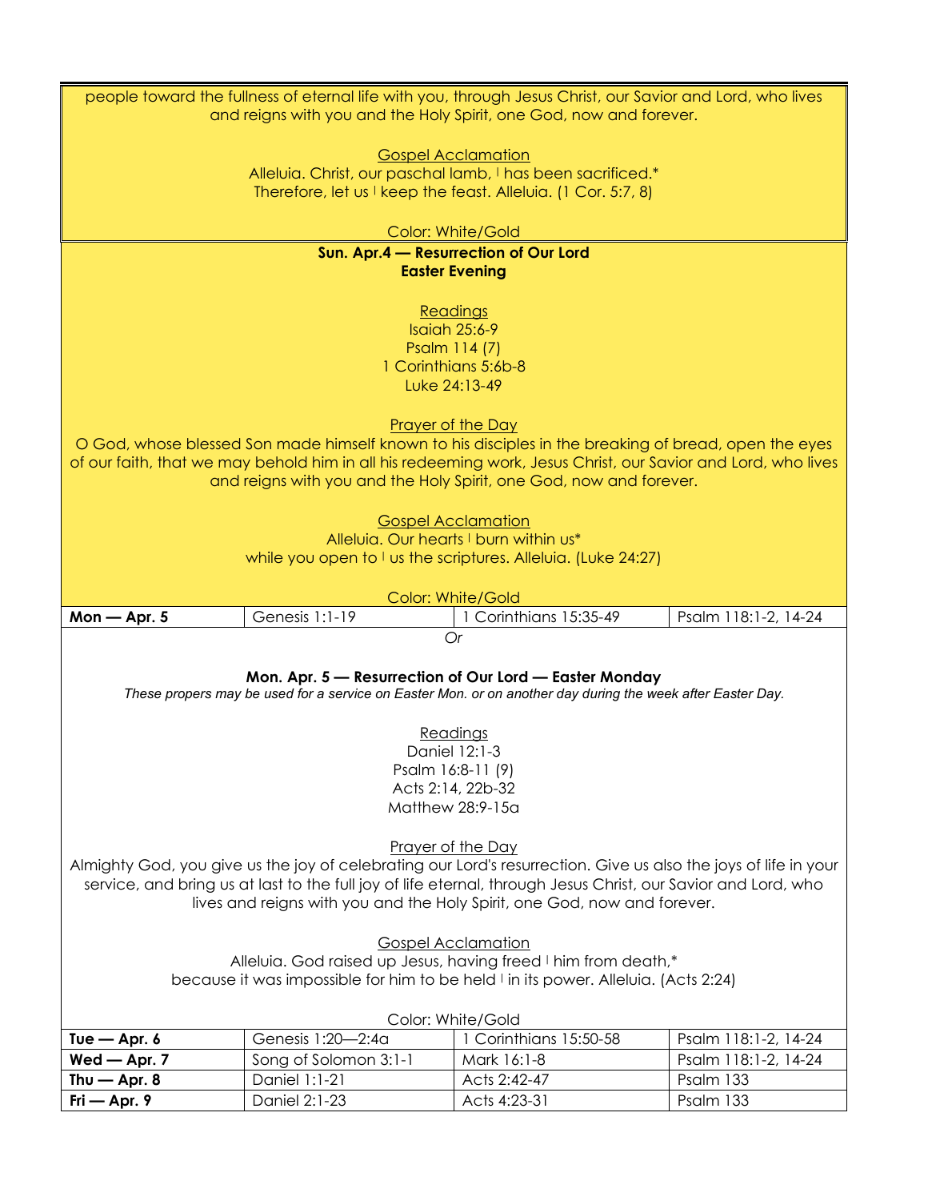people toward the fullness of eternal life with you, through Jesus Christ, our Savior and Lord, who lives and reigns with you and the Holy Spirit, one God, now and forever.

Gospel Acclamation

Alleluia. Christ, our paschal lamb, | has been sacrificed.*
Therefore, let us | keep the feast. Alleluia. (1 Cor. 5:7, 8)

Color: White/Gold

**Sun. Apr.4 — Resurrection of Our Lord**
**Easter Evening**

Readings

Isaiah 25:6-9
Psalm 114 (7)
1 Corinthians 5:6b-8
Luke 24:13-49

Prayer of the Day

O God, whose blessed Son made himself known to his disciples in the breaking of bread, open the eyes of our faith, that we may behold him in all his redeeming work, Jesus Christ, our Savior and Lord, who lives and reigns with you and the Holy Spirit, one God, now and forever.

Gospel Acclamation

Alleluia. Our hearts | burn within us*
while you open to | us the scriptures. Alleluia. (Luke 24:27)

Color: White/Gold

| | | | |
|---|---|---|---|
| **Mon — Apr. 5** | Genesis 1:1-19 | 1 Corinthians 15:35-49 | Psalm 118:1-2, 14-24 |

*Or*

**Mon. Apr. 5 — Resurrection of Our Lord — Easter Monday**

*These propers may be used for a service on Easter Mon. or on another day during the week after Easter Day.*

Readings

Daniel 12:1-3
Psalm 16:8-11 (9)
Acts 2:14, 22b-32
Matthew 28:9-15a

Prayer of the Day

Almighty God, you give us the joy of celebrating our Lord's resurrection. Give us also the joys of life in your service, and bring us at last to the full joy of life eternal, through Jesus Christ, our Savior and Lord, who lives and reigns with you and the Holy Spirit, one God, now and forever.

Gospel Acclamation

Alleluia. God raised up Jesus, having freed | him from death,*
because it was impossible for him to be held | in its power. Alleluia. (Acts 2:24)

Color: White/Gold

| | | | |
|---|---|---|---|
| **Tue — Apr. 6** | Genesis 1:20—2:4a | 1 Corinthians 15:50-58 | Psalm 118:1-2, 14-24 |
| **Wed — Apr. 7** | Song of Solomon 3:1-1 | Mark 16:1-8 | Psalm 118:1-2, 14-24 |
| **Thu — Apr. 8** | Daniel 1:1-21 | Acts 2:42-47 | Psalm 133 |
| **Fri — Apr. 9** | Daniel 2:1-23 | Acts 4:23-31 | Psalm 133 |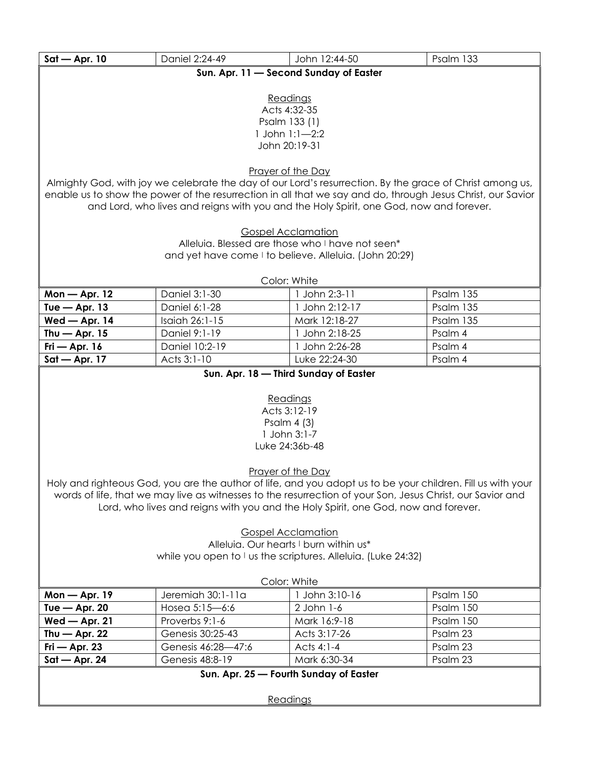| | | | |
|---|---|---|---|
| **Sat — Apr. 10** | Daniel 2:24-49 | John 12:44-50 | Psalm 133 |

**Sun. Apr. 11 — Second Sunday of Easter**

Readings
Acts 4:32-35
Psalm 133 (1)
1 John 1:1—2:2
John 20:19-31

Prayer of the Day
Almighty God, with joy we celebrate the day of our Lord's resurrection. By the grace of Christ among us, enable us to show the power of the resurrection in all that we say and do, through Jesus Christ, our Savior and Lord, who lives and reigns with you and the Holy Spirit, one God, now and forever.

Gospel Acclamation
Alleluia. Blessed are those who | have not seen*
and yet have come | to believe. Alleluia. (John 20:29)

Color: White

| | | | |
|---|---|---|---|
| **Mon — Apr. 12** | Daniel 3:1-30 | 1 John 2:3-11 | Psalm 135 |
| **Tue — Apr. 13** | Daniel 6:1-28 | 1 John 2:12-17 | Psalm 135 |
| **Wed — Apr. 14** | Isaiah 26:1-15 | Mark 12:18-27 | Psalm 135 |
| **Thu — Apr. 15** | Daniel 9:1-19 | 1 John 2:18-25 | Psalm 4 |
| **Fri — Apr. 16** | Daniel 10:2-19 | 1 John 2:26-28 | Psalm 4 |
| **Sat — Apr. 17** | Acts 3:1-10 | Luke 22:24-30 | Psalm 4 |

**Sun. Apr. 18 — Third Sunday of Easter**

Readings
Acts 3:12-19
Psalm 4 (3)
1 John 3:1-7
Luke 24:36b-48

Prayer of the Day
Holy and righteous God, you are the author of life, and you adopt us to be your children. Fill us with your words of life, that we may live as witnesses to the resurrection of your Son, Jesus Christ, our Savior and Lord, who lives and reigns with you and the Holy Spirit, one God, now and forever.

Gospel Acclamation
Alleluia. Our hearts | burn within us*
while you open to | us the scriptures. Alleluia. (Luke 24:32)

Color: White

| | | | |
|---|---|---|---|
| **Mon — Apr. 19** | Jeremiah 30:1-11a | 1 John 3:10-16 | Psalm 150 |
| **Tue — Apr. 20** | Hosea 5:15—6:6 | 2 John 1-6 | Psalm 150 |
| **Wed — Apr. 21** | Proverbs 9:1-6 | Mark 16:9-18 | Psalm 150 |
| **Thu — Apr. 22** | Genesis 30:25-43 | Acts 3:17-26 | Psalm 23 |
| **Fri — Apr. 23** | Genesis 46:28—47:6 | Acts 4:1-4 | Psalm 23 |
| **Sat — Apr. 24** | Genesis 48:8-19 | Mark 6:30-34 | Psalm 23 |

**Sun. Apr. 25 — Fourth Sunday of Easter**

Readings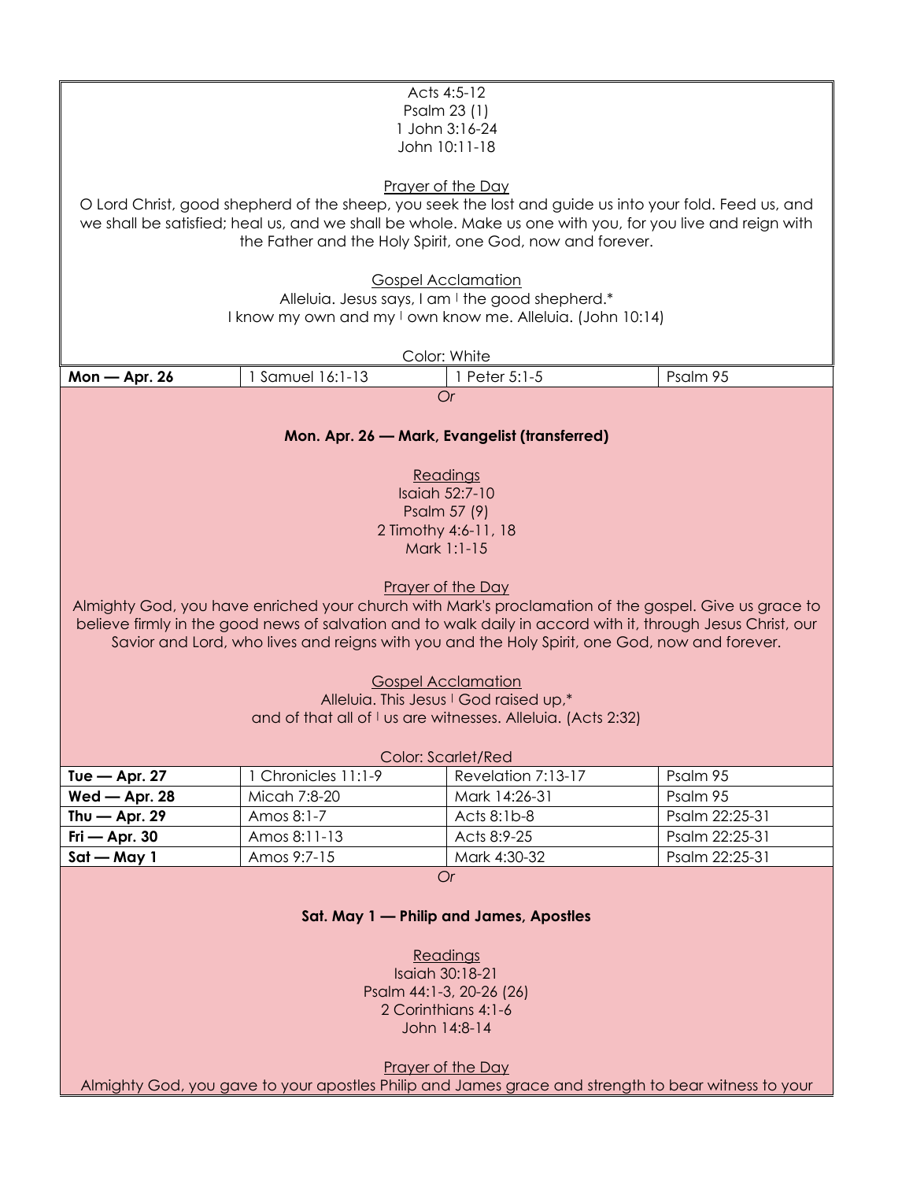Acts 4:5-12
Psalm 23 (1)
1 John 3:16-24
John 10:11-18

Prayer of the Day

O Lord Christ, good shepherd of the sheep, you seek the lost and guide us into your fold. Feed us, and we shall be satisfied; heal us, and we shall be whole. Make us one with you, for you live and reign with the Father and the Holy Spirit, one God, now and forever.

Gospel Acclamation

Alleluia. Jesus says, I am | the good shepherd.*
I know my own and my | own know me. Alleluia. (John 10:14)

Color: White

| | | | |
|---|---|---|---|
| **Mon — Apr. 26** | 1 Samuel 16:1-13 | 1 Peter 5:1-5 | Psalm 95 |

*Or*

**Mon. Apr. 26 — Mark, Evangelist (transferred)**

Readings
Isaiah 52:7-10
Psalm 57 (9)
2 Timothy 4:6-11, 18
Mark 1:1-15

Prayer of the Day

Almighty God, you have enriched your church with Mark's proclamation of the gospel. Give us grace to believe firmly in the good news of salvation and to walk daily in accord with it, through Jesus Christ, our Savior and Lord, who lives and reigns with you and the Holy Spirit, one God, now and forever.

Gospel Acclamation

Alleluia. This Jesus | God raised up,*
and of that all of | us are witnesses. Alleluia. (Acts 2:32)

Color: Scarlet/Red

| | | | |
|---|---|---|---|
| **Tue — Apr. 27** | 1 Chronicles 11:1-9 | Revelation 7:13-17 | Psalm 95 |
| **Wed — Apr. 28** | Micah 7:8-20 | Mark 14:26-31 | Psalm 95 |
| **Thu — Apr. 29** | Amos 8:1-7 | Acts 8:1b-8 | Psalm 22:25-31 |
| **Fri — Apr. 30** | Amos 8:11-13 | Acts 8:9-25 | Psalm 22:25-31 |
| **Sat — May 1** | Amos 9:7-15 | Mark 4:30-32 | Psalm 22:25-31 |

*Or*

**Sat. May 1 — Philip and James, Apostles**

Readings
Isaiah 30:18-21
Psalm 44:1-3, 20-26 (26)
2 Corinthians 4:1-6
John 14:8-14

Prayer of the Day

Almighty God, you gave to your apostles Philip and James grace and strength to bear witness to your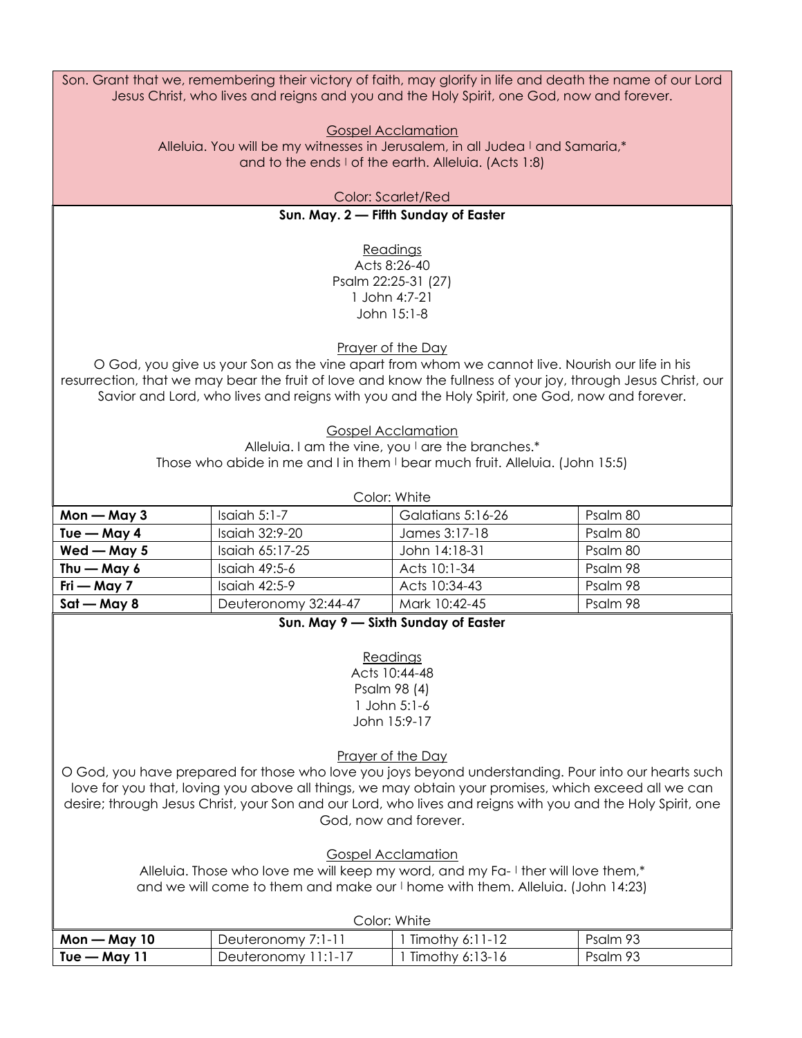Son. Grant that we, remembering their victory of faith, may glorify in life and death the name of our Lord Jesus Christ, who lives and reigns and you and the Holy Spirit, one God, now and forever.

Gospel Acclamation

Alleluia. You will be my witnesses in Jerusalem, in all Judea | and Samaria,*
and to the ends | of the earth. Alleluia. (Acts 1:8)

Color: Scarlet/Red

**Sun. May. 2 — Fifth Sunday of Easter**

Readings

Acts 8:26-40
Psalm 22:25-31 (27)
1 John 4:7-21
John 15:1-8

Prayer of the Day

O God, you give us your Son as the vine apart from whom we cannot live. Nourish our life in his resurrection, that we may bear the fruit of love and know the fullness of your joy, through Jesus Christ, our Savior and Lord, who lives and reigns with you and the Holy Spirit, one God, now and forever.

Gospel Acclamation

Alleluia. I am the vine, you | are the branches.*
Those who abide in me and I in them | bear much fruit. Alleluia. (John 15:5)

Color: White

| | | | |
|---|---|---|---|
| **Mon — May 3** | Isaiah 5:1-7 | Galatians 5:16-26 | Psalm 80 |
| **Tue — May 4** | Isaiah 32:9-20 | James 3:17-18 | Psalm 80 |
| **Wed — May 5** | Isaiah 65:17-25 | John 14:18-31 | Psalm 80 |
| **Thu — May 6** | Isaiah 49:5-6 | Acts 10:1-34 | Psalm 98 |
| **Fri — May 7** | Isaiah 42:5-9 | Acts 10:34-43 | Psalm 98 |
| **Sat — May 8** | Deuteronomy 32:44-47 | Mark 10:42-45 | Psalm 98 |

**Sun. May 9 — Sixth Sunday of Easter**

Readings

Acts 10:44-48
Psalm 98 (4)
1 John 5:1-6
John 15:9-17

Prayer of the Day

O God, you have prepared for those who love you joys beyond understanding. Pour into our hearts such love for you that, loving you above all things, we may obtain your promises, which exceed all we can desire; through Jesus Christ, your Son and our Lord, who lives and reigns with you and the Holy Spirit, one God, now and forever.

Gospel Acclamation

Alleluia. Those who love me will keep my word, and my Fa- | ther will love them,*
and we will come to them and make our | home with them. Alleluia. (John 14:23)

Color: White

| | | | |
|---|---|---|---|
| **Mon — May 10** | Deuteronomy 7:1-11 | 1 Timothy 6:11-12 | Psalm 93 |
| **Tue — May 11** | Deuteronomy 11:1-17 | 1 Timothy 6:13-16 | Psalm 93 |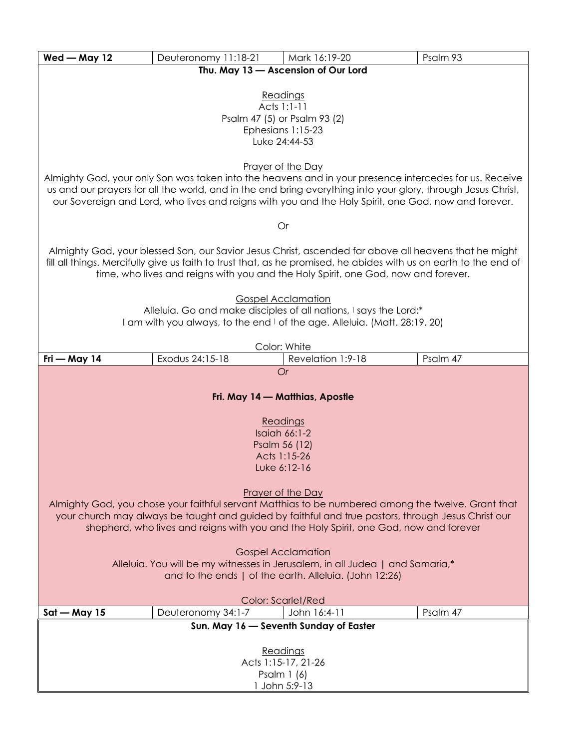| | | | |
|---|---|---|---|
| **Wed — May 12** | Deuteronomy 11:18-21 | Mark 16:19-20 | Psalm 93 |

**Thu. May 13 — Ascension of Our Lord**

Readings
Acts 1:1-11
Psalm 47 (5) or Psalm 93 (2)
Ephesians 1:15-23
Luke 24:44-53

Prayer of the Day
Almighty God, your only Son was taken into the heavens and in your presence intercedes for us. Receive us and our prayers for all the world, and in the end bring everything into your glory, through Jesus Christ, our Sovereign and Lord, who lives and reigns with you and the Holy Spirit, one God, now and forever.

Or

Almighty God, your blessed Son, our Savior Jesus Christ, ascended far above all heavens that he might fill all things. Mercifully give us faith to trust that, as he promised, he abides with us on earth to the end of time, who lives and reigns with you and the Holy Spirit, one God, now and forever.

Gospel Acclamation
Alleluia. Go and make disciples of all nations, | says the Lord;*
I am with you always, to the end | of the age. Alleluia. (Matt. 28:19, 20)

Color: White

| | | | |
|---|---|---|---|
| **Fri — May 14** | Exodus 24:15-18 | Revelation 1:9-18 | Psalm 47 |

*Or*

**Fri. May 14 — Matthias, Apostle**

Readings
Isaiah 66:1-2
Psalm 56 (12)
Acts 1:15-26
Luke 6:12-16

Prayer of the Day
Almighty God, you chose your faithful servant Matthias to be numbered among the twelve. Grant that your church may always be taught and guided by faithful and true pastors, through Jesus Christ our shepherd, who lives and reigns with you and the Holy Spirit, one God, now and forever

Gospel Acclamation
Alleluia. You will be my witnesses in Jerusalem, in all Judea | and Samaria,*
and to the ends | of the earth. Alleluia. (John 12:26)

Color: Scarlet/Red

| | | | |
|---|---|---|---|
| **Sat — May 15** | Deuteronomy 34:1-7 | John 16:4-11 | Psalm 47 |

**Sun. May 16 — Seventh Sunday of Easter**

Readings
Acts 1:15-17, 21-26
Psalm 1 (6)
1 John 5:9-13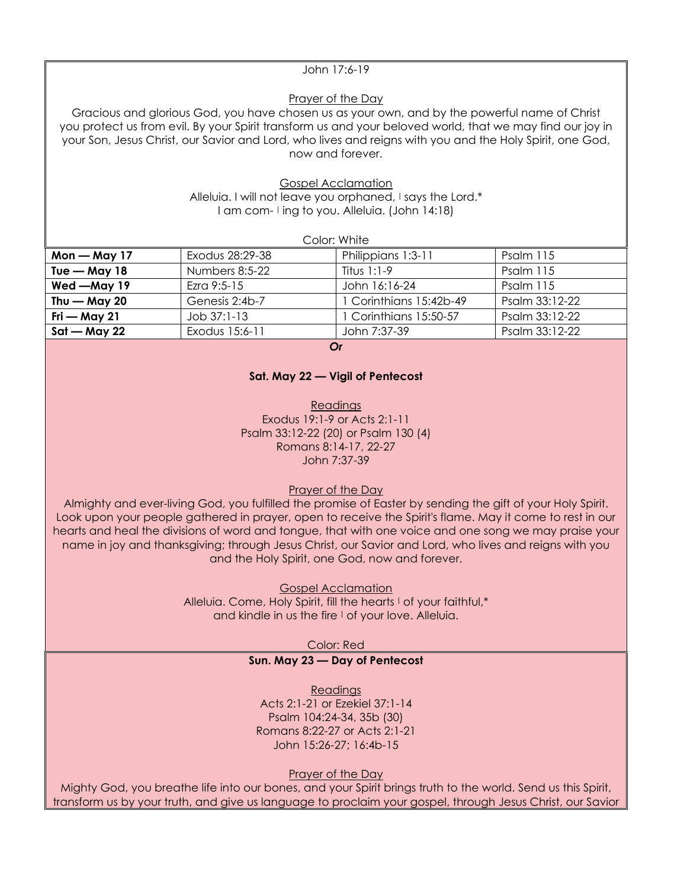John 17:6-19

Prayer of the Day

Gracious and glorious God, you have chosen us as your own, and by the powerful name of Christ you protect us from evil. By your Spirit transform us and your beloved world, that we may find our joy in your Son, Jesus Christ, our Savior and Lord, who lives and reigns with you and the Holy Spirit, one God, now and forever.

Gospel Acclamation

Alleluia. I will not leave you orphaned, | says the Lord.*
I am com- | ing to you. Alleluia. (John 14:18)

Color: White

| | | | |
|---|---|---|---|
| **Mon — May 17** | Exodus 28:29-38 | Philippians 1:3-11 | Psalm 115 |
| **Tue — May 18** | Numbers 8:5-22 | Titus 1:1-9 | Psalm 115 |
| **Wed —May 19** | Ezra 9:5-15 | John 16:16-24 | Psalm 115 |
| **Thu — May 20** | Genesis 2:4b-7 | 1 Corinthians 15:42b-49 | Psalm 33:12-22 |
| **Fri — May 21** | Job 37:1-13 | 1 Corinthians 15:50-57 | Psalm 33:12-22 |
| **Sat — May 22** | Exodus 15:6-11 | John 7:37-39 | Psalm 33:12-22 |

***Or***

**Sat. May 22 — Vigil of Pentecost**

Readings

Exodus 19:1-9 or Acts 2:1-11
Psalm 33:12-22 (20) or Psalm 130 (4)
Romans 8:14-17, 22-27
John 7:37-39

Prayer of the Day

Almighty and ever-living God, you fulfilled the promise of Easter by sending the gift of your Holy Spirit. Look upon your people gathered in prayer, open to receive the Spirit's flame. May it come to rest in our hearts and heal the divisions of word and tongue, that with one voice and one song we may praise your name in joy and thanksgiving; through Jesus Christ, our Savior and Lord, who lives and reigns with you and the Holy Spirit, one God, now and forever.

Gospel Acclamation

Alleluia. Come, Holy Spirit, fill the hearts | of your faithful,*
and kindle in us the fire | of your love. Alleluia.

Color: Red

**Sun. May 23 — Day of Pentecost**

Readings

Acts 2:1-21 or Ezekiel 37:1-14
Psalm 104:24-34, 35b (30)
Romans 8:22-27 or Acts 2:1-21
John 15:26-27; 16:4b-15

Prayer of the Day

Mighty God, you breathe life into our bones, and your Spirit brings truth to the world. Send us this Spirit, transform us by your truth, and give us language to proclaim your gospel, through Jesus Christ, our Savior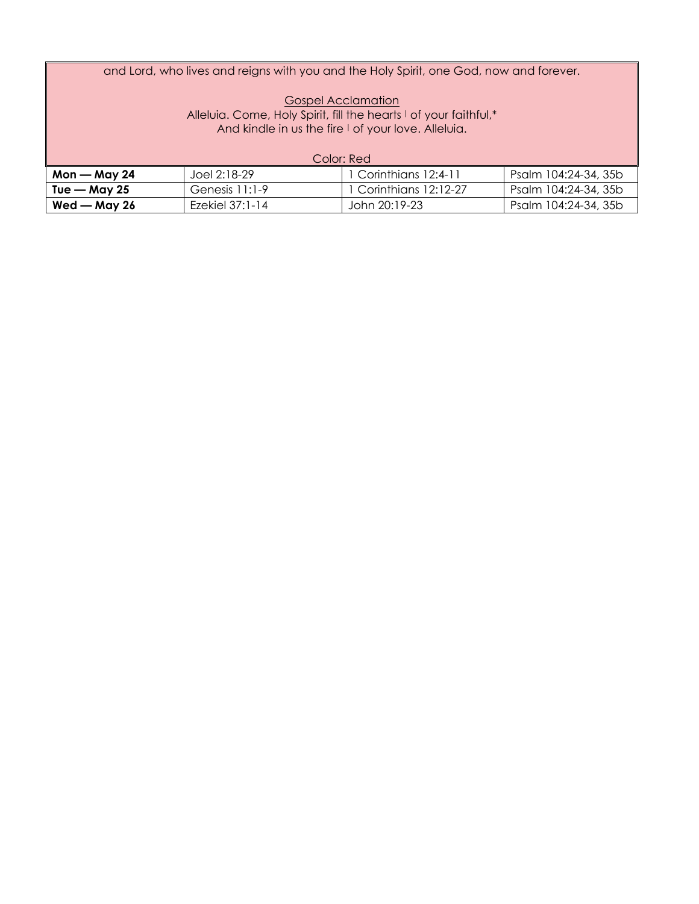and Lord, who lives and reigns with you and the Holy Spirit, one God, now and forever.

Gospel Acclamation

Alleluia. Come, Holy Spirit, fill the hearts ǀ of your faithful,*
And kindle in us the fire ǀ of your love. Alleluia.

Color: Red

| | | | |
|---|---|---|---|
| **Mon — May 24** | Joel 2:18-29 | 1 Corinthians 12:4-11 | Psalm 104:24-34, 35b |
| **Tue — May 25** | Genesis 11:1-9 | 1 Corinthians 12:12-27 | Psalm 104:24-34, 35b |
| **Wed — May 26** | Ezekiel 37:1-14 | John 20:19-23 | Psalm 104:24-34, 35b |